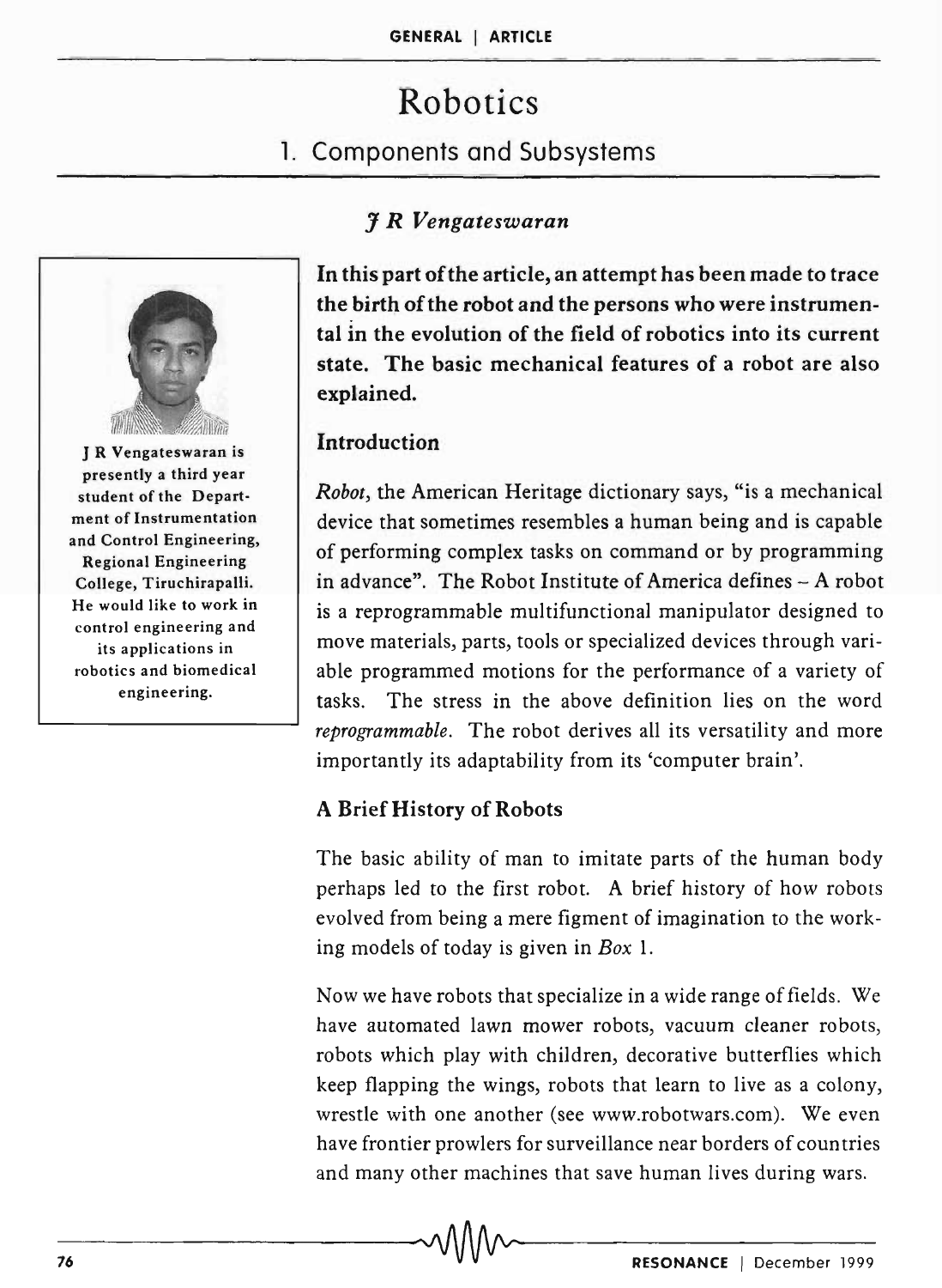# Robotics

## 1. Components and Subsystems

*J R Vengateswaran*

J R Vengateswaran is presently a third year student of the Department of Instrumentation and Control Engineering, Regional Engineering College, Tiruchirapalli. He would like to work in control engineering and its applications in robotics and biomedical engineering.

**In this part of the article, an attempt has been made to trace the birth of the robot and the persons who were instrumental in the evolution of the field of robotics into its current state. The basic mechanical features of a robot are also explained.**

### Introduction

*Robot*, the American Heritage dictionary says, "is a mechanical device that sometimes resembles a human being and is capable of performing complex tasks on command or by programming in advance". The Robot Institute of America defines – A robot is a reprogrammable multifunctional manipulator designed to move materials, parts, tools or specialized devices through variable programmed motions for the performance of a variety of tasks. The stress in the above definition lies on the word *reprogrammable*. The robot derives all its versatility and more importantly its adaptability from its 'computer brain'.

### A Brief History of Robots

The basic ability of man to imitate parts of the human body perhaps led to the first robot. A brief history of how robots evolved from being a mere figment of imagination to the working models of today is given in *Box* 1.

Now we have robots that specialize in a wide range of fields. We have automated lawn mower robots, vacuum cleaner robots, robots which play with children, decorative butterflies which keep flapping the wings, robots that learn to live as a colony, wrestle with one another (see www.robotwars.com). We even have frontier prowlers for surveillance near borders of countries and many other machines that save human lives during wars.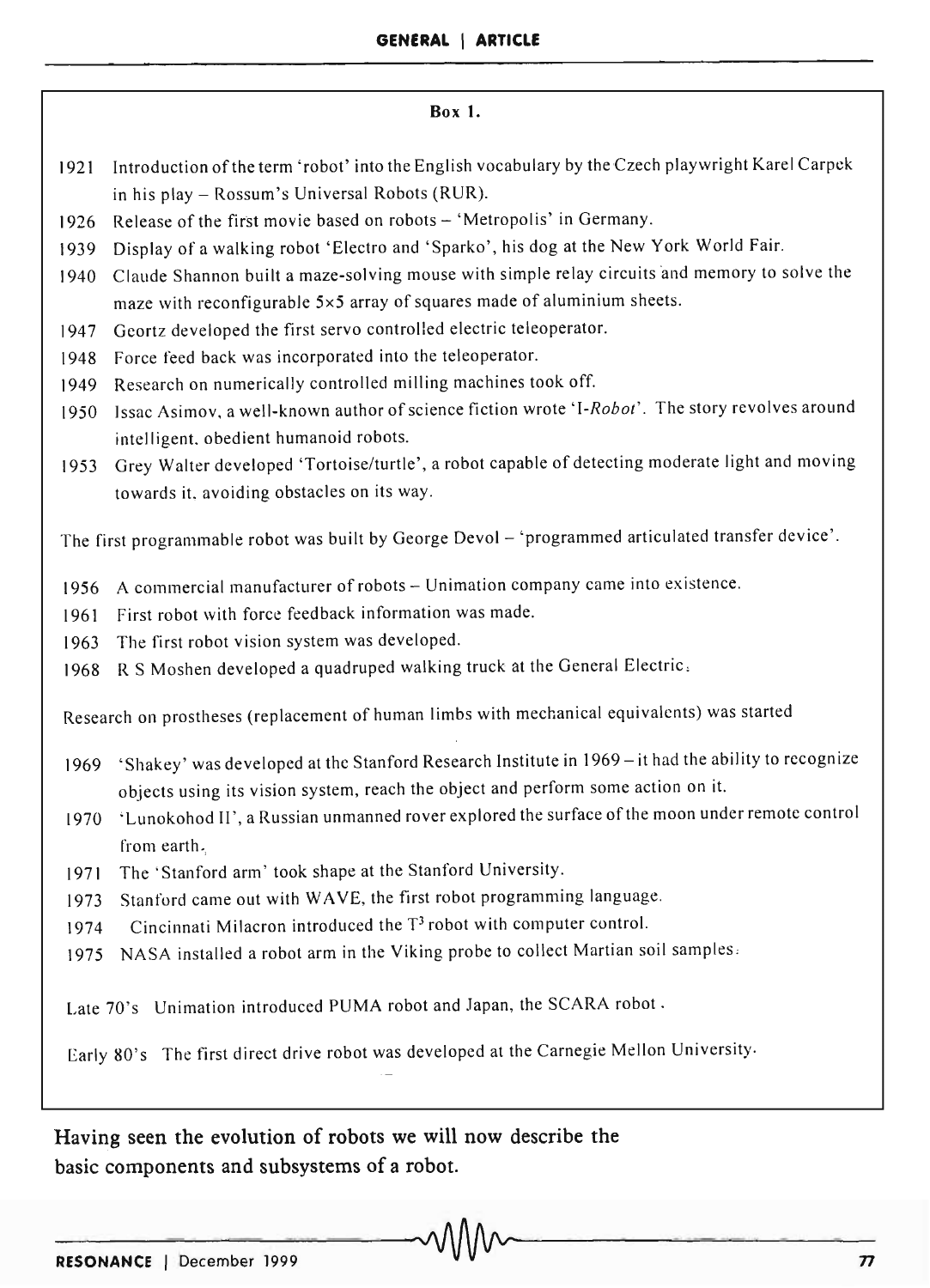**Box 1.**

1921 Introduction of the term 'robot' into the English vocabulary by the Czech playwright Karel Carpek in his play – Rossum's Universal Robots (RUR).

1926 Release of the first movie based on robots – 'Metropolis' in Germany.

1939 Display of a walking robot 'Electro and 'Sparko', his dog at the New York World Fair.

1940 Claude Shannon built a maze-solving mouse with simple relay circuits and memory to solve the maze with reconfigurable 5×5 array of squares made of aluminium sheets.

1947 Geortz developed the first servo controlled electric teleoperator.

1948 Force feed back was incorporated into the teleoperator.

1949 Research on numerically controlled milling machines took off.

1950 Issac Asimov, a well-known author of science fiction wrote 'I-*Robot*'. The story revolves around intelligent, obedient humanoid robots.

1953 Grey Walter developed 'Tortoise/turtle', a robot capable of detecting moderate light and moving towards it, avoiding obstacles on its way.

The first programmable robot was built by George Devol – 'programmed articulated transfer device'.

1956 A commercial manufacturer of robots – Unimation company came into existence.

1961 First robot with force feedback information was made.

1963 The first robot vision system was developed.

1968 R S Moshen developed a quadruped walking truck at the General Electric.

Research on prostheses (replacement of human limbs with mechanical equivalents) was started

1969 'Shakey' was developed at the Stanford Research Institute in 1969 – it had the ability to recognize objects using its vision system, reach the object and perform some action on it.

1970 'Lunokohod II', a Russian unmanned rover explored the surface of the moon under remote control from earth.

1971 The 'Stanford arm' took shape at the Stanford University.

1973 Stanford came out with WAVE, the first robot programming language.

1974 Cincinnati Milacron introduced the $T^3$ robot with computer control.

1975 NASA installed a robot arm in the Viking probe to collect Martian soil samples.

Late 70's Unimation introduced PUMA robot and Japan, the SCARA robot.

Early 80's The first direct drive robot was developed at the Carnegie Mellon University.

Having seen the evolution of robots we will now describe the basic components and subsystems of a robot.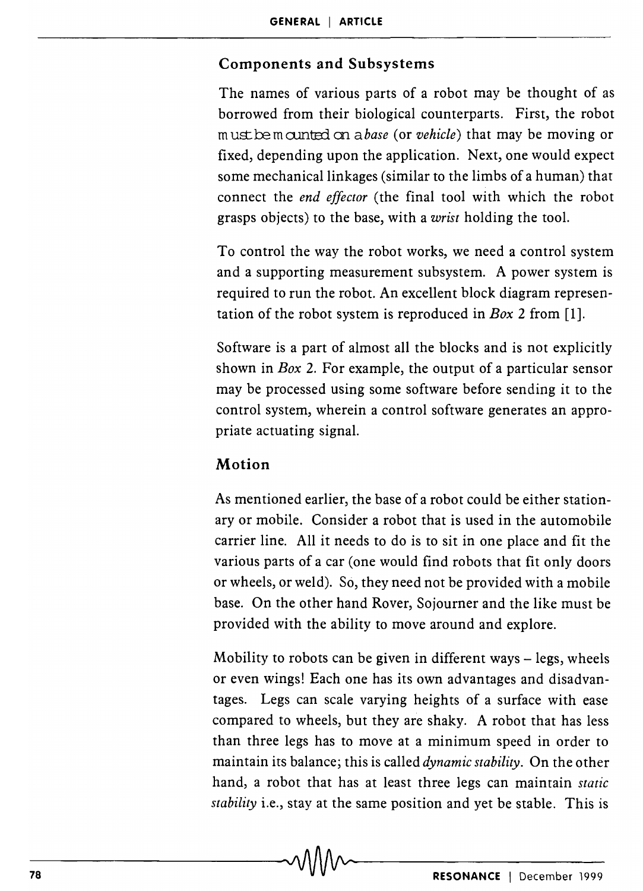## Components and Subsystems

The names of various parts of a robot may be thought of as borrowed from their biological counterparts. First, the robot must be mounted on a *base* (or *vehicle*) that may be moving or fixed, depending upon the application. Next, one would expect some mechanical linkages (similar to the limbs of a human) that connect the *end effector* (the final tool with which the robot grasps objects) to the base, with a *wrist* holding the tool.

To control the way the robot works, we need a control system and a supporting measurement subsystem. A power system is required to run the robot. An excellent block diagram representation of the robot system is reproduced in *Box* 2 from [1].

Software is a part of almost all the blocks and is not explicitly shown in *Box* 2. For example, the output of a particular sensor may be processed using some software before sending it to the control system, wherein a control software generates an appropriate actuating signal.

## Motion

As mentioned earlier, the base of a robot could be either stationary or mobile. Consider a robot that is used in the automobile carrier line. All it needs to do is to sit in one place and fit the various parts of a car (one would find robots that fit only doors or wheels, or weld). So, they need not be provided with a mobile base. On the other hand Rover, Sojourner and the like must be provided with the ability to move around and explore.

Mobility to robots can be given in different ways – legs, wheels or even wings! Each one has its own advantages and disadvantages. Legs can scale varying heights of a surface with ease compared to wheels, but they are shaky. A robot that has less than three legs has to move at a minimum speed in order to maintain its balance; this is called *dynamic stability*. On the other hand, a robot that has at least three legs can maintain *static stability* i.e., stay at the same position and yet be stable. This is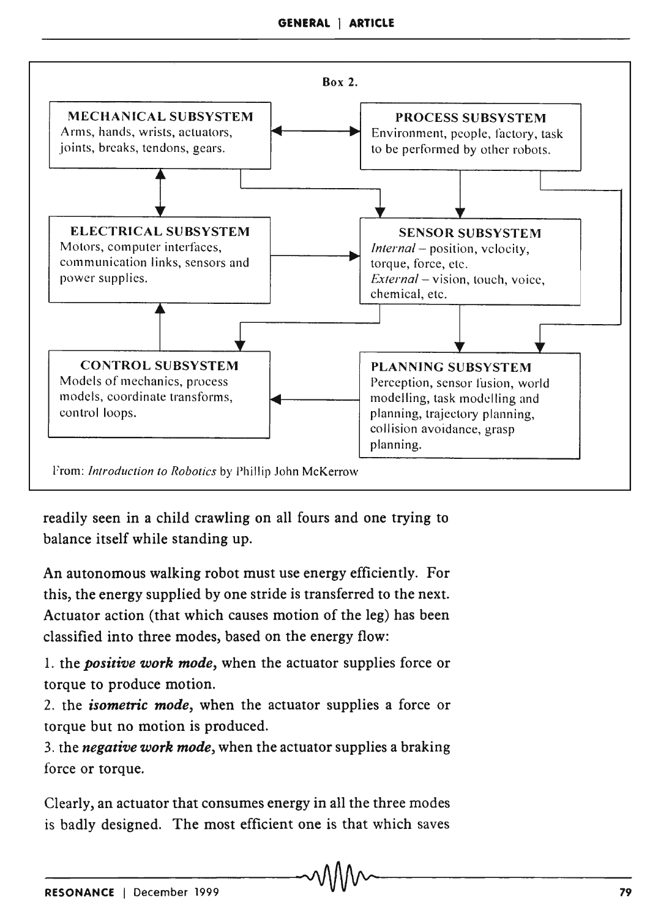**Box 2.**

**MECHANICAL SUBSYSTEM**
Arms, hands, wrists, actuators, joints, breaks, tendons, gears.

**PROCESS SUBSYSTEM**
Environment, people, factory, task to be performed by other robots.

**ELECTRICAL SUBSYSTEM**
Motors, computer interfaces, communication links, sensors and power supplies.

**SENSOR SUBSYSTEM**
*Internal* – position, velocity, torque, force, etc.
*External* – vision, touch, voice, chemical, etc.

**CONTROL SUBSYSTEM**
Models of mechanics, process models, coordinate transforms, control loops.

**PLANNING SUBSYSTEM**
Perception, sensor fusion, world modelling, task modelling and planning, trajectory planning, collision avoidance, grasp planning.

From: *Introduction to Robotics* by Phillip John McKerrow

readily seen in a child crawling on all fours and one trying to balance itself while standing up.

An autonomous walking robot must use energy efficiently. For this, the energy supplied by one stride is transferred to the next. Actuator action (that which causes motion of the leg) has been classified into three modes, based on the energy flow:

1. the ***positive work mode***, when the actuator supplies force or torque to produce motion.
2. the ***isometric mode***, when the actuator supplies a force or torque but no motion is produced.
3. the ***negative work mode***, when the actuator supplies a braking force or torque.

Clearly, an actuator that consumes energy in all the three modes is badly designed. The most efficient one is that which saves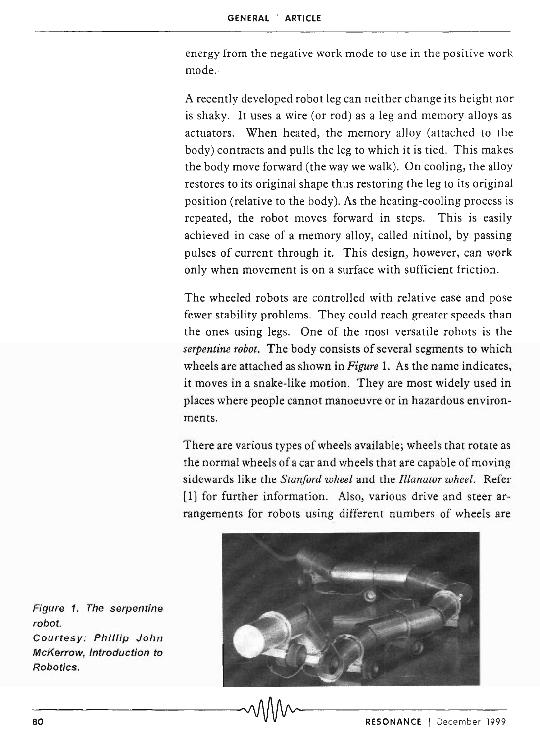energy from the negative work mode to use in the positive work mode.

A recently developed robot leg can neither change its height nor is shaky. It uses a wire (or rod) as a leg and memory alloys as actuators. When heated, the memory alloy (attached to the body) contracts and pulls the leg to which it is tied. This makes the body move forward (the way we walk). On cooling, the alloy restores to its original shape thus restoring the leg to its original position (relative to the body). As the heating-cooling process is repeated, the robot moves forward in steps. This is easily achieved in case of a memory alloy, called nitinol, by passing pulses of current through it. This design, however, can work only when movement is on a surface with sufficient friction.

The wheeled robots are controlled with relative ease and pose fewer stability problems. They could reach greater speeds than the ones using legs. One of the most versatile robots is the *serpentine robot*. The body consists of several segments to which wheels are attached as shown in *Figure* 1. As the name indicates, it moves in a snake-like motion. They are most widely used in places where people cannot manoeuvre or in hazardous environments.

There are various types of wheels available; wheels that rotate as the normal wheels of a car and wheels that are capable of moving sidewards like the *Stanford wheel* and the *Illanator wheel*. Refer [1] for further information. Also, various drive and steer arrangements for robots using different numbers of wheels are

*Figure 1. The serpentine robot.*
*Courtesy: Phillip John McKerrow, Introduction to Robotics.*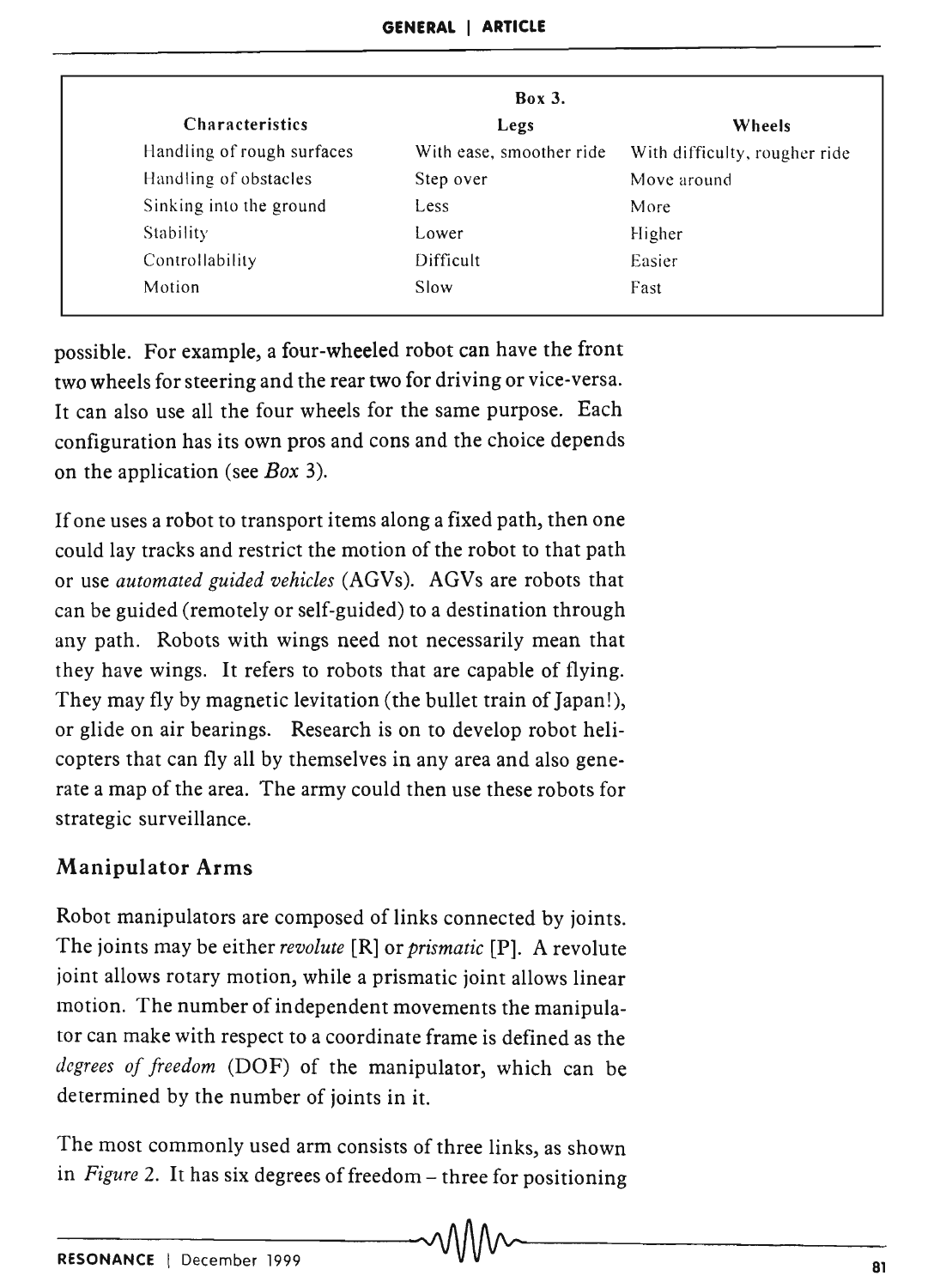**Box 3.**

| Characteristics | Legs | Wheels |
|---|---|---|
| Handling of rough surfaces | With ease, smoother ride | With difficulty, rougher ride |
| Handling of obstacles | Step over | Move around |
| Sinking into the ground | Less | More |
| Stability | Lower | Higher |
| Controllability | Difficult | Easier |
| Motion | Slow | Fast |

possible. For example, a four-wheeled robot can have the front two wheels for steering and the rear two for driving or vice-versa. It can also use all the four wheels for the same purpose. Each configuration has its own pros and cons and the choice depends on the application (see *Box* 3).

If one uses a robot to transport items along a fixed path, then one could lay tracks and restrict the motion of the robot to that path or use *automated guided vehicles* (AGVs). AGVs are robots that can be guided (remotely or self-guided) to a destination through any path. Robots with wings need not necessarily mean that they have wings. It refers to robots that are capable of flying. They may fly by magnetic levitation (the bullet train of Japan!), or glide on air bearings. Research is on to develop robot helicopters that can fly all by themselves in any area and also generate a map of the area. The army could then use these robots for strategic surveillance.

## Manipulator Arms

Robot manipulators are composed of links connected by joints. The joints may be either *revolute* [R] or *prismatic* [P]. A revolute joint allows rotary motion, while a prismatic joint allows linear motion. The number of independent movements the manipulator can make with respect to a coordinate frame is defined as the *degrees of freedom* (DOF) of the manipulator, which can be determined by the number of joints in it.

The most commonly used arm consists of three links, as shown in *Figure* 2. It has six degrees of freedom – three for positioning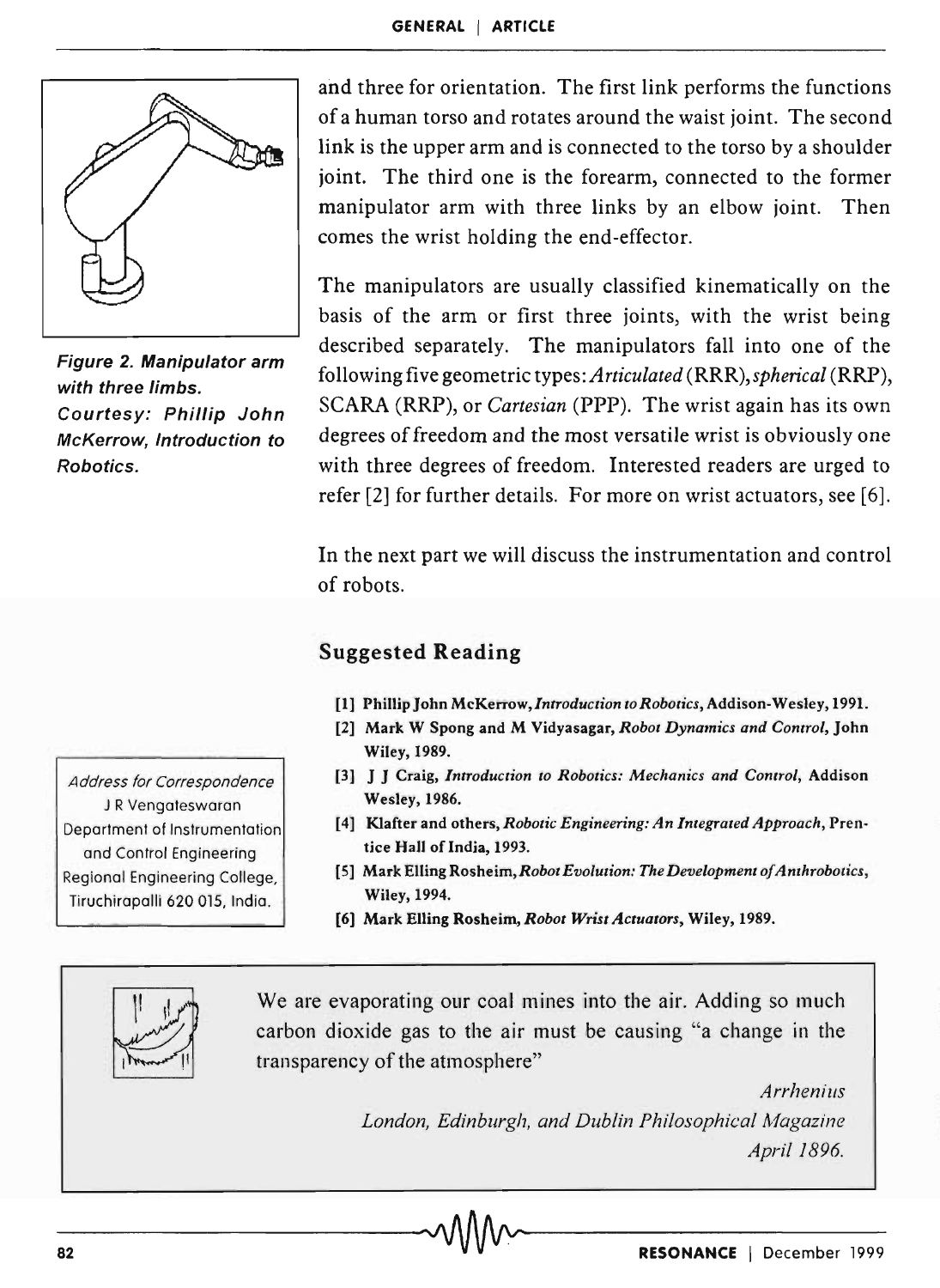Figure 2. Manipulator arm with three limbs.
Courtesy: Phillip John McKerrow, Introduction to Robotics.

and three for orientation. The first link performs the functions of a human torso and rotates around the waist joint. The second link is the upper arm and is connected to the torso by a shoulder joint. The third one is the forearm, connected to the former manipulator arm with three links by an elbow joint. Then comes the wrist holding the end-effector.

The manipulators are usually classified kinematically on the basis of the arm or first three joints, with the wrist being described separately. The manipulators fall into one of the following five geometric types: *Articulated* (RRR), *spherical* (RRP), SCARA (RRP), or *Cartesian* (PPP). The wrist again has its own degrees of freedom and the most versatile wrist is obviously one with three degrees of freedom. Interested readers are urged to refer [2] for further details. For more on wrist actuators, see [6].

In the next part we will discuss the instrumentation and control of robots.

## Suggested Reading

[1] Phillip John McKerrow, *Introduction to Robotics*, Addison-Wesley, 1991.
[2] Mark W Spong and M Vidyasagar, *Robot Dynamics and Control*, John Wiley, 1989.
[3] J J Craig, *Introduction to Robotics: Mechanics and Control*, Addison Wesley, 1986.
[4] Klafter and others, *Robotic Engineering: An Integrated Approach*, Prentice Hall of India, 1993.
[5] Mark Elling Rosheim, *Robot Evolution: The Development of Anthrobotics*, Wiley, 1994.
[6] Mark Elling Rosheim, *Robot Wrist Actuators*, Wiley, 1989.

*Address for Correspondence*
J R Vengateswaran
Department of Instrumentation and Control Engineering
Regional Engineering College,
Tiruchirapalli 620 015, India.

We are evaporating our coal mines into the air. Adding so much carbon dioxide gas to the air must be causing "a change in the transparency of the atmosphere"

*Arrhenius*
*London, Edinburgh, and Dublin Philosophical Magazine*
*April 1896.*